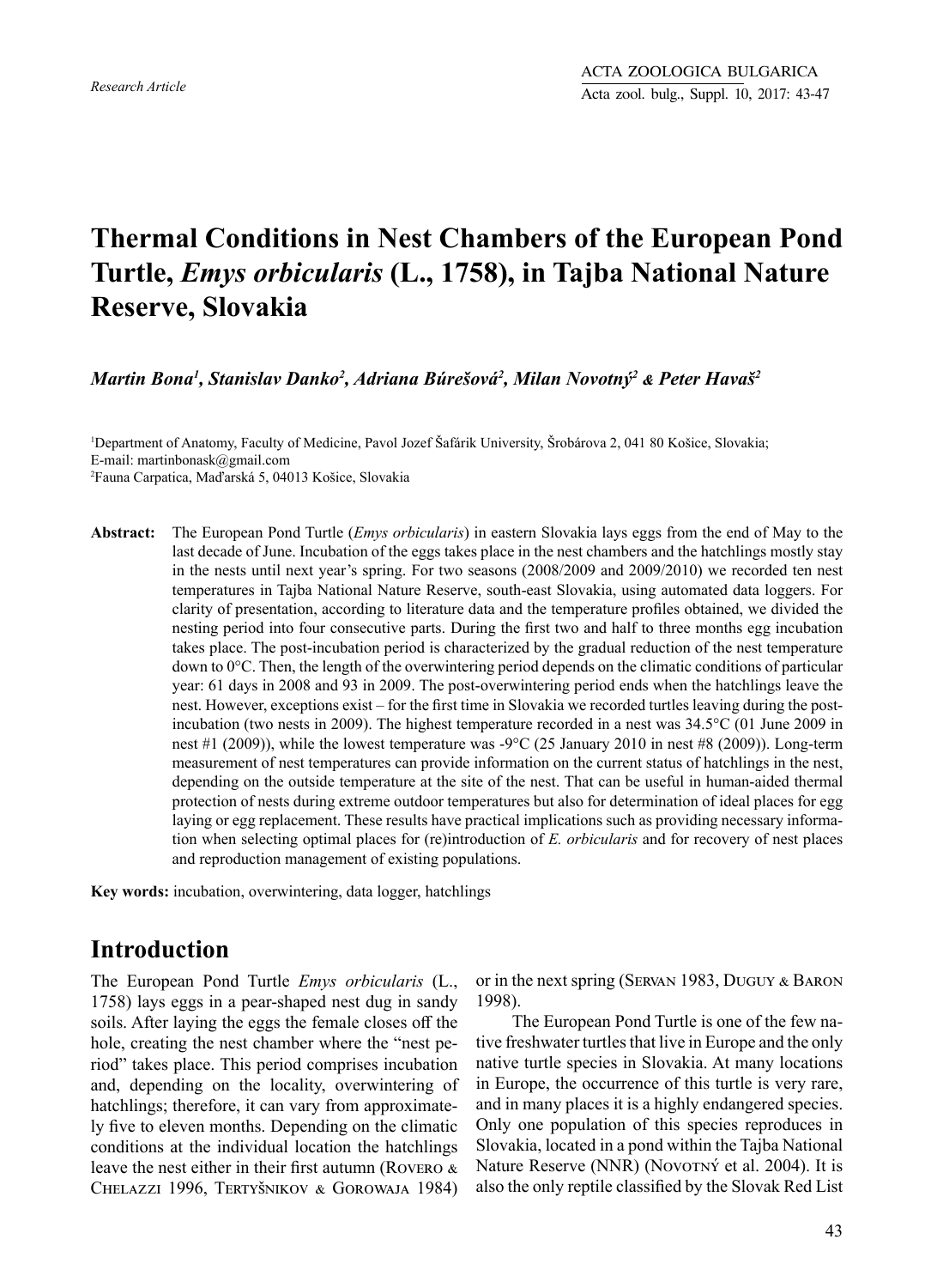Research Article

# Thermal Conditions in Nest Chambers of the European Pond Turtle, *Emys orbicularis* (L., 1758), in Tajba National Nature Reserve, Slovakia

***Martin Bona[1], Stanislav Danko[2], Adriana Búrešová[2], Milan Novotný[2] & Peter Havaš[2]***

[1]Department of Anatomy, Faculty of Medicine, Pavol Jozef Šafárik University, Šrobárova 2, 041 80 Košice, Slovakia; E-mail: martinbonask@gmail.com
[2]Fauna Carpatica, Maďarská 5, 04013 Košice, Slovakia

**Abstract:** The European Pond Turtle (*Emys orbicularis*) in eastern Slovakia lays eggs from the end of May to the last decade of June. Incubation of the eggs takes place in the nest chambers and the hatchlings mostly stay in the nests until next year's spring. For two seasons (2008/2009 and 2009/2010) we recorded ten nest temperatures in Tajba National Nature Reserve, south-east Slovakia, using automated data loggers. For clarity of presentation, according to literature data and the temperature profiles obtained, we divided the nesting period into four consecutive parts. During the first two and half to three months egg incubation takes place. The post-incubation period is characterized by the gradual reduction of the nest temperature down to 0°C. Then, the length of the overwintering period depends on the climatic conditions of particular year: 61 days in 2008 and 93 in 2009. The post-overwintering period ends when the hatchlings leave the nest. However, exceptions exist – for the first time in Slovakia we recorded turtles leaving during the post-incubation (two nests in 2009). The highest temperature recorded in a nest was 34.5°C (01 June 2009 in nest #1 (2009)), while the lowest temperature was -9°C (25 January 2010 in nest #8 (2009)). Long-term measurement of nest temperatures can provide information on the current status of hatchlings in the nest, depending on the outside temperature at the site of the nest. That can be useful in human-aided thermal protection of nests during extreme outdoor temperatures but also for determination of ideal places for egg laying or egg replacement. These results have practical implications such as providing necessary information when selecting optimal places for (re)introduction of *E. orbicularis* and for recovery of nest places and reproduction management of existing populations.

**Key words:** incubation, overwintering, data logger, hatchlings

## Introduction

The European Pond Turtle *Emys orbicularis* (L., 1758) lays eggs in a pear-shaped nest dug in sandy soils. After laying the eggs the female closes off the hole, creating the nest chamber where the "nest period" takes place. This period comprises incubation and, depending on the locality, overwintering of hatchlings; therefore, it can vary from approximately five to eleven months. Depending on the climatic conditions at the individual location the hatchlings leave the nest either in their first autumn (Rovero & Chelazzi 1996, Tertyšnikov & Gorowaja 1984) or in the next spring (Servan 1983, Duguy & Baron 1998).

The European Pond Turtle is one of the few native freshwater turtles that live in Europe and the only native turtle species in Slovakia. At many locations in Europe, the occurrence of this turtle is very rare, and in many places it is a highly endangered species. Only one population of this species reproduces in Slovakia, located in a pond within the Tajba National Nature Reserve (NNR) (Novotný et al. 2004). It is also the only reptile classified by the Slovak Red List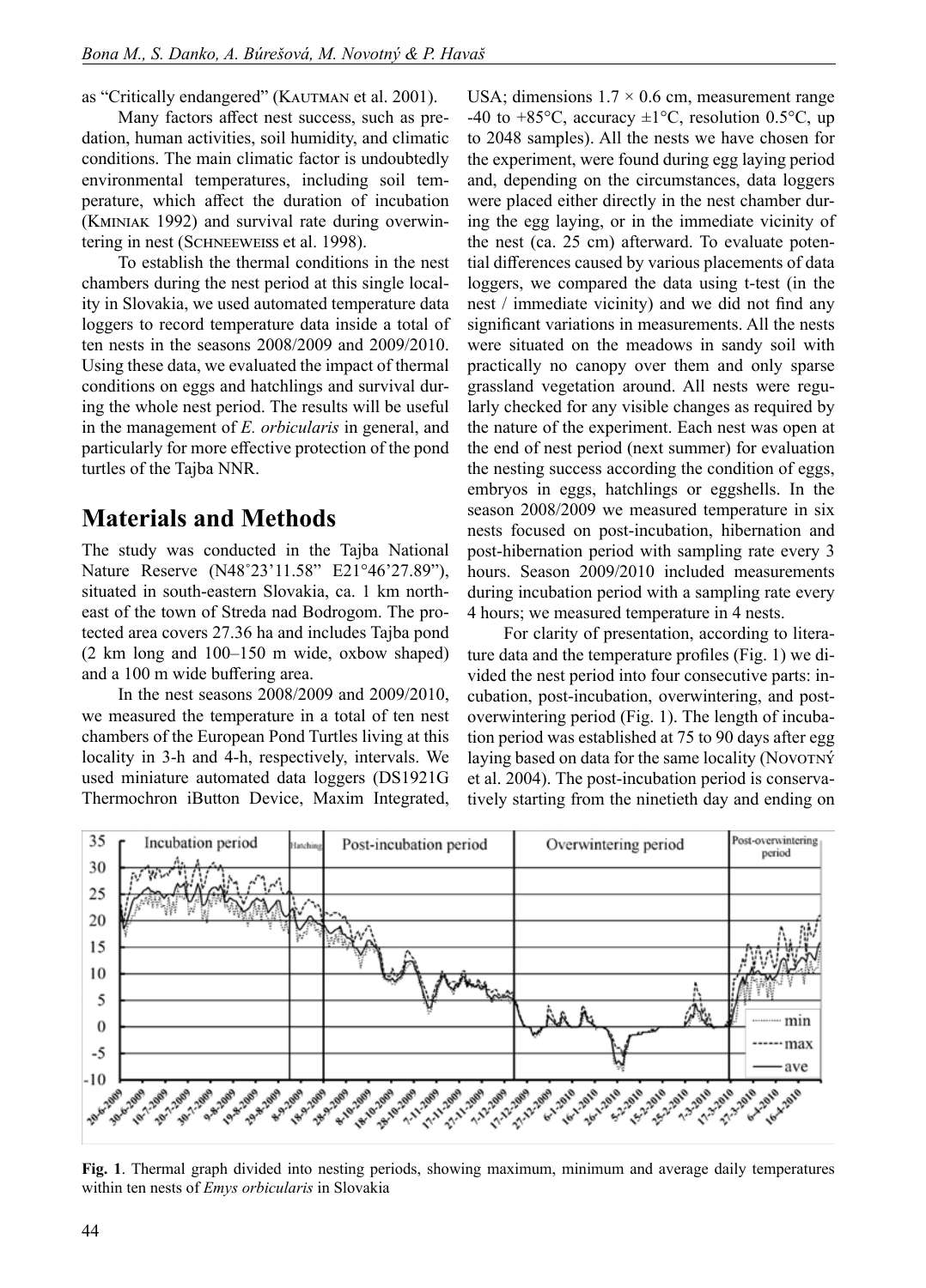as "Critically endangered" (Kautman et al. 2001).

Many factors affect nest success, such as predation, human activities, soil humidity, and climatic conditions. The main climatic factor is undoubtedly environmental temperatures, including soil temperature, which affect the duration of incubation (Kminiak 1992) and survival rate during overwintering in nest (Schneeweiss et al. 1998).

To establish the thermal conditions in the nest chambers during the nest period at this single locality in Slovakia, we used automated temperature data loggers to record temperature data inside a total of ten nests in the seasons 2008/2009 and 2009/2010. Using these data, we evaluated the impact of thermal conditions on eggs and hatchlings and survival during the whole nest period. The results will be useful in the management of *E. orbicularis* in general, and particularly for more effective protection of the pond turtles of the Tajba NNR.

## Materials and Methods

The study was conducted in the Tajba National Nature Reserve (N48˚23'11.58" E21°46'27.89"), situated in south-eastern Slovakia, ca. 1 km northeast of the town of Streda nad Bodrogom. The protected area covers 27.36 ha and includes Tajba pond (2 km long and 100–150 m wide, oxbow shaped) and a 100 m wide buffering area.

In the nest seasons 2008/2009 and 2009/2010, we measured the temperature in a total of ten nest chambers of the European Pond Turtles living at this locality in 3-h and 4-h, respectively, intervals. We used miniature automated data loggers (DS1921G Thermochron iButton Device, Maxim Integrated, USA; dimensions 1.7 × 0.6 cm, measurement range -40 to +85°C, accuracy ±1°C, resolution 0.5°C, up to 2048 samples). All the nests we have chosen for the experiment, were found during egg laying period and, depending on the circumstances, data loggers were placed either directly in the nest chamber during the egg laying, or in the immediate vicinity of the nest (ca. 25 cm) afterward. To evaluate potential differences caused by various placements of data loggers, we compared the data using t-test (in the nest / immediate vicinity) and we did not find any significant variations in measurements. All the nests were situated on the meadows in sandy soil with practically no canopy over them and only sparse grassland vegetation around. All nests were regularly checked for any visible changes as required by the nature of the experiment. Each nest was open at the end of nest period (next summer) for evaluation the nesting success according the condition of eggs, embryos in eggs, hatchlings or eggshells. In the season 2008/2009 we measured temperature in six nests focused on post-incubation, hibernation and post-hibernation period with sampling rate every 3 hours. Season 2009/2010 included measurements during incubation period with a sampling rate every 4 hours; we measured temperature in 4 nests.

For clarity of presentation, according to literature data and the temperature profiles (Fig. 1) we divided the nest period into four consecutive parts: incubation, post-incubation, overwintering, and post-overwintering period (Fig. 1). The length of incubation period was established at 75 to 90 days after egg laying based on data for the same locality (Novotný et al. 2004). The post-incubation period is conservatively starting from the ninetieth day and ending on

Incubation period
Hatching
Post-incubation period
Overwintering period
Post-overwintering period
35
30
25
20
15
10
5
0
-5
-10
min
max
ave
20-6-2009
30-6-2009
10-7-2009
20-7-2009
30-7-2009
9-8-2009
19-8-2009
29-8-2009
8-9-2009
18-9-2009
28-9-2009
8-10-2009
18-10-2009
28-10-2009
7-11-2009
17-11-2009
27-11-2009
7-12-2009
17-12-2009
27-12-2009
6-1-2010
16-1-2010
26-1-2010
5-2-2010
15-2-2010
25-2-2010
7-3-2010
17-3-2010
27-3-2010
6-4-2010
16-4-2010

**Fig. 1**. Thermal graph divided into nesting periods, showing maximum, minimum and average daily temperatures within ten nests of *Emys orbicularis* in Slovakia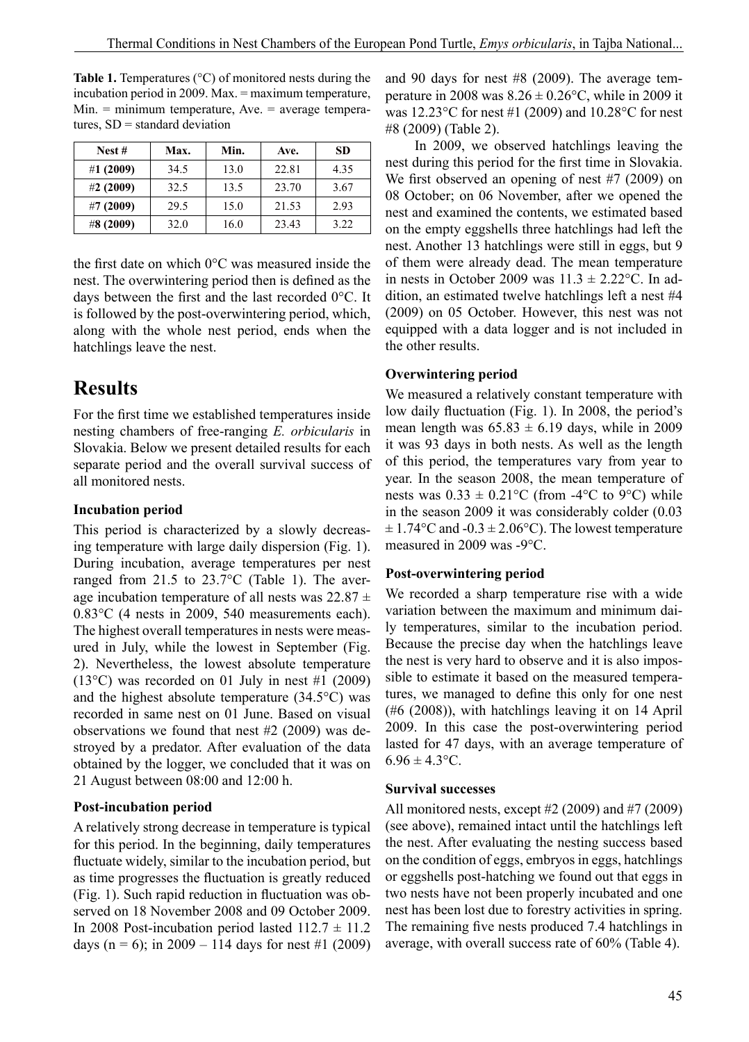**Table 1.** Temperatures (°C) of monitored nests during the incubation period in 2009. Max. = maximum temperature, Min. = minimum temperature, Ave. = average temperatures, SD = standard deviation

| Nest # | Max. | Min. | Ave. | SD |
|---|---|---|---|---|
| #**1 (2009)** | 34.5 | 13.0 | 22.81 | 4.35 |
| #**2 (2009)** | 32.5 | 13.5 | 23.70 | 3.67 |
| #**7 (2009)** | 29.5 | 15.0 | 21.53 | 2.93 |
| #**8 (2009)** | 32.0 | 16.0 | 23.43 | 3.22 |

the first date on which 0°C was measured inside the nest. The overwintering period then is defined as the days between the first and the last recorded 0°C. It is followed by the post-overwintering period, which, along with the whole nest period, ends when the hatchlings leave the nest.

# Results

For the first time we established temperatures inside nesting chambers of free-ranging *E. orbicularis* in Slovakia. Below we present detailed results for each separate period and the overall survival success of all monitored nests.

### Incubation period

This period is characterized by a slowly decreasing temperature with large daily dispersion (Fig. 1). During incubation, average temperatures per nest ranged from 21.5 to 23.7°C (Table 1). The average incubation temperature of all nests was 22.87 ± 0.83°C (4 nests in 2009, 540 measurements each). The highest overall temperatures in nests were measured in July, while the lowest in September (Fig. 2). Nevertheless, the lowest absolute temperature (13°C) was recorded on 01 July in nest #1 (2009) and the highest absolute temperature (34.5°C) was recorded in same nest on 01 June. Based on visual observations we found that nest #2 (2009) was destroyed by a predator. After evaluation of the data obtained by the logger, we concluded that it was on 21 August between 08:00 and 12:00 h.

### Post-incubation period

A relatively strong decrease in temperature is typical for this period. In the beginning, daily temperatures fluctuate widely, similar to the incubation period, but as time progresses the fluctuation is greatly reduced (Fig. 1). Such rapid reduction in fluctuation was observed on 18 November 2008 and 09 October 2009. In 2008 Post-incubation period lasted 112.7 ± 11.2 days (n = 6); in 2009 – 114 days for nest #1 (2009) and 90 days for nest #8 (2009). The average temperature in 2008 was 8.26 ± 0.26°C, while in 2009 it was 12.23°C for nest #1 (2009) and 10.28°C for nest #8 (2009) (Table 2).

In 2009, we observed hatchlings leaving the nest during this period for the first time in Slovakia. We first observed an opening of nest #7 (2009) on 08 October; on 06 November, after we opened the nest and examined the contents, we estimated based on the empty eggshells three hatchlings had left the nest. Another 13 hatchlings were still in eggs, but 9 of them were already dead. The mean temperature in nests in October 2009 was 11.3 ± 2.22°C. In addition, an estimated twelve hatchlings left a nest #4 (2009) on 05 October. However, this nest was not equipped with a data logger and is not included in the other results.

### Overwintering period

We measured a relatively constant temperature with low daily fluctuation (Fig. 1). In 2008, the period's mean length was 65.83 ± 6.19 days, while in 2009 it was 93 days in both nests. As well as the length of this period, the temperatures vary from year to year. In the season 2008, the mean temperature of nests was 0.33 ± 0.21°C (from -4°C to 9°C) while in the season 2009 it was considerably colder (0.03 ± 1.74°C and -0.3 ± 2.06°C). The lowest temperature measured in 2009 was -9°C.

### Post-overwintering period

We recorded a sharp temperature rise with a wide variation between the maximum and minimum daily temperatures, similar to the incubation period. Because the precise day when the hatchlings leave the nest is very hard to observe and it is also impossible to estimate it based on the measured temperatures, we managed to define this only for one nest (#6 (2008)), with hatchlings leaving it on 14 April 2009. In this case the post-overwintering period lasted for 47 days, with an average temperature of 6.96 ± 4.3°C.

### Survival successes

All monitored nests, except #2 (2009) and #7 (2009) (see above), remained intact until the hatchlings left the nest. After evaluating the nesting success based on the condition of eggs, embryos in eggs, hatchlings or eggshells post-hatching we found out that eggs in two nests have not been properly incubated and one nest has been lost due to forestry activities in spring. The remaining five nests produced 7.4 hatchlings in average, with overall success rate of 60% (Table 4).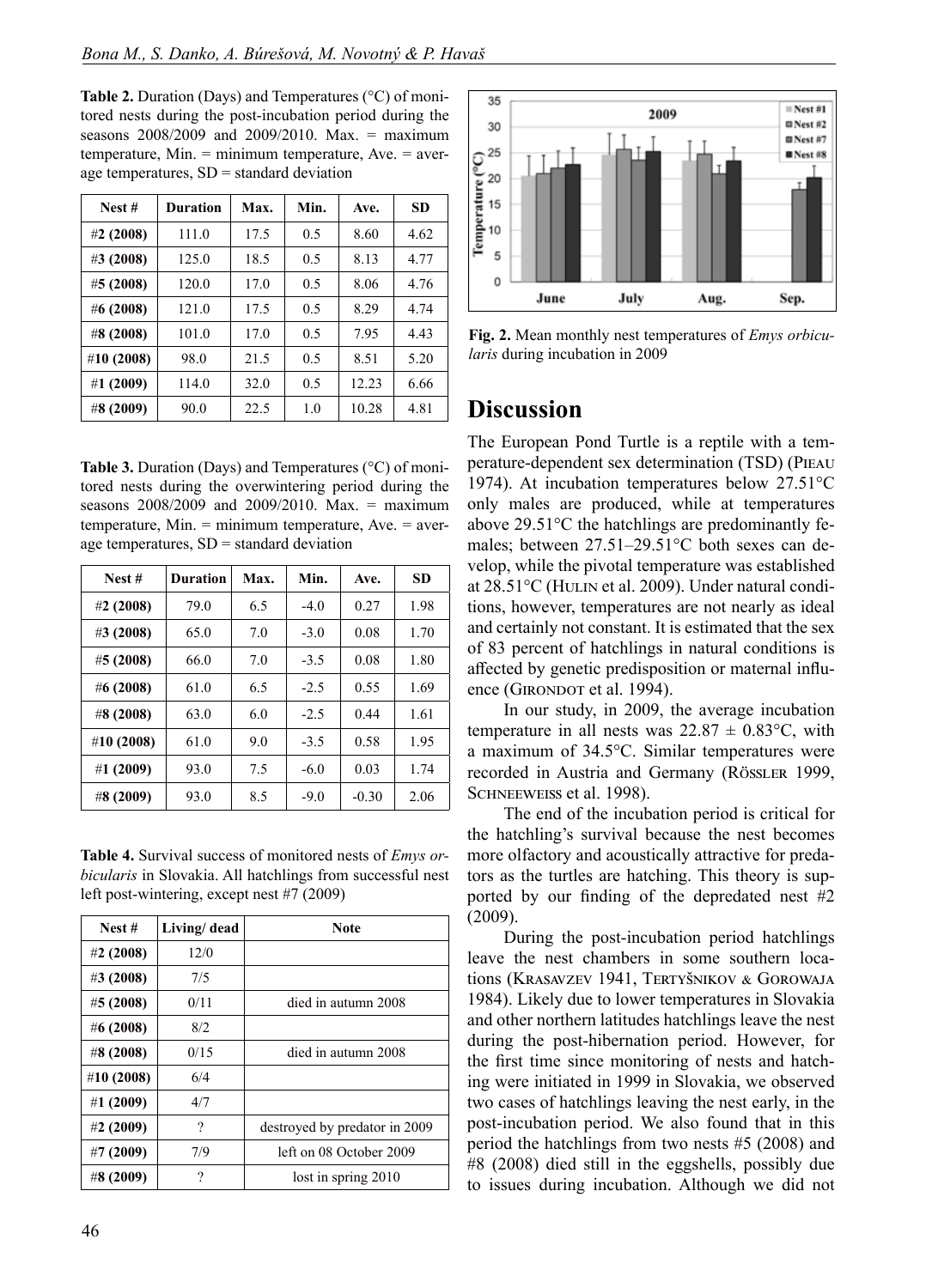**Table 2.** Duration (Days) and Temperatures (°C) of monitored nests during the post-incubation period during the seasons 2008/2009 and 2009/2010. Max. = maximum temperature, Min. = minimum temperature, Ave. = average temperatures, SD = standard deviation

| Nest # | Duration | Max. | Min. | Ave. | SD |
|---|---|---|---|---|---|
| #**2 (2008)** | 111.0 | 17.5 | 0.5 | 8.60 | 4.62 |
| #**3 (2008)** | 125.0 | 18.5 | 0.5 | 8.13 | 4.77 |
| #**5 (2008)** | 120.0 | 17.0 | 0.5 | 8.06 | 4.76 |
| #**6 (2008)** | 121.0 | 17.5 | 0.5 | 8.29 | 4.74 |
| #**8 (2008)** | 101.0 | 17.0 | 0.5 | 7.95 | 4.43 |
| #**10 (2008)** | 98.0 | 21.5 | 0.5 | 8.51 | 5.20 |
| #**1 (2009)** | 114.0 | 32.0 | 0.5 | 12.23 | 6.66 |
| #**8 (2009)** | 90.0 | 22.5 | 1.0 | 10.28 | 4.81 |

**Table 3.** Duration (Days) and Temperatures (°C) of monitored nests during the overwintering period during the seasons 2008/2009 and 2009/2010. Max. = maximum temperature, Min. = minimum temperature, Ave. = average temperatures, SD = standard deviation

| Nest # | Duration | Max. | Min. | Ave. | SD |
|---|---|---|---|---|---|
| #**2 (2008)** | 79.0 | 6.5 | -4.0 | 0.27 | 1.98 |
| #**3 (2008)** | 65.0 | 7.0 | -3.0 | 0.08 | 1.70 |
| #**5 (2008)** | 66.0 | 7.0 | -3.5 | 0.08 | 1.80 |
| #**6 (2008)** | 61.0 | 6.5 | -2.5 | 0.55 | 1.69 |
| #**8 (2008)** | 63.0 | 6.0 | -2.5 | 0.44 | 1.61 |
| #**10 (2008)** | 61.0 | 9.0 | -3.5 | 0.58 | 1.95 |
| #**1 (2009)** | 93.0 | 7.5 | -6.0 | 0.03 | 1.74 |
| #**8 (2009)** | 93.0 | 8.5 | -9.0 | -0.30 | 2.06 |

**Table 4.** Survival success of monitored nests of *Emys orbicularis* in Slovakia. All hatchlings from successful nest left post-wintering, except nest #7 (2009)

| Nest # | Living/ dead | Note |
|---|---|---|
| #**2 (2008)** | 12/0 | |
| #**3 (2008)** | 7/5 | |
| #**5 (2008)** | 0/11 | died in autumn 2008 |
| #**6 (2008)** | 8/2 | |
| #**8 (2008)** | 0/15 | died in autumn 2008 |
| #**10 (2008)** | 6/4 | |
| #**1 (2009)** | 4/7 | |
| #**2 (2009)** | ? | destroyed by predator in 2009 |
| #**7 (2009)** | 7/9 | left on 08 October 2009 |
| #**8 (2009)** | ? | lost in spring 2010 |

**Fig. 2.** Mean monthly nest temperatures of *Emys orbicularis* during incubation in 2009

## Discussion

The European Pond Turtle is a reptile with a temperature-dependent sex determination (TSD) (Pieau 1974). At incubation temperatures below 27.51°C only males are produced, while at temperatures above 29.51°C the hatchlings are predominantly females; between 27.51–29.51°C both sexes can develop, while the pivotal temperature was established at 28.51°C (Hulin et al. 2009). Under natural conditions, however, temperatures are not nearly as ideal and certainly not constant. It is estimated that the sex of 83 percent of hatchlings in natural conditions is affected by genetic predisposition or maternal influence (Girondot et al. 1994).

In our study, in 2009, the average incubation temperature in all nests was 22.87 ± 0.83°C, with a maximum of 34.5°C. Similar temperatures were recorded in Austria and Germany (Rössler 1999, Schneeweiss et al. 1998).

The end of the incubation period is critical for the hatchling's survival because the nest becomes more olfactory and acoustically attractive for predators as the turtles are hatching. This theory is supported by our finding of the depredated nest #2 (2009).

During the post-incubation period hatchlings leave the nest chambers in some southern locations (Krasavzev 1941, Tertyšnikov & Gorowaja 1984). Likely due to lower temperatures in Slovakia and other northern latitudes hatchlings leave the nest during the post-hibernation period. However, for the first time since monitoring of nests and hatching were initiated in 1999 in Slovakia, we observed two cases of hatchlings leaving the nest early, in the post-incubation period. We also found that in this period the hatchlings from two nests #5 (2008) and #8 (2008) died still in the eggshells, possibly due to issues during incubation. Although we did not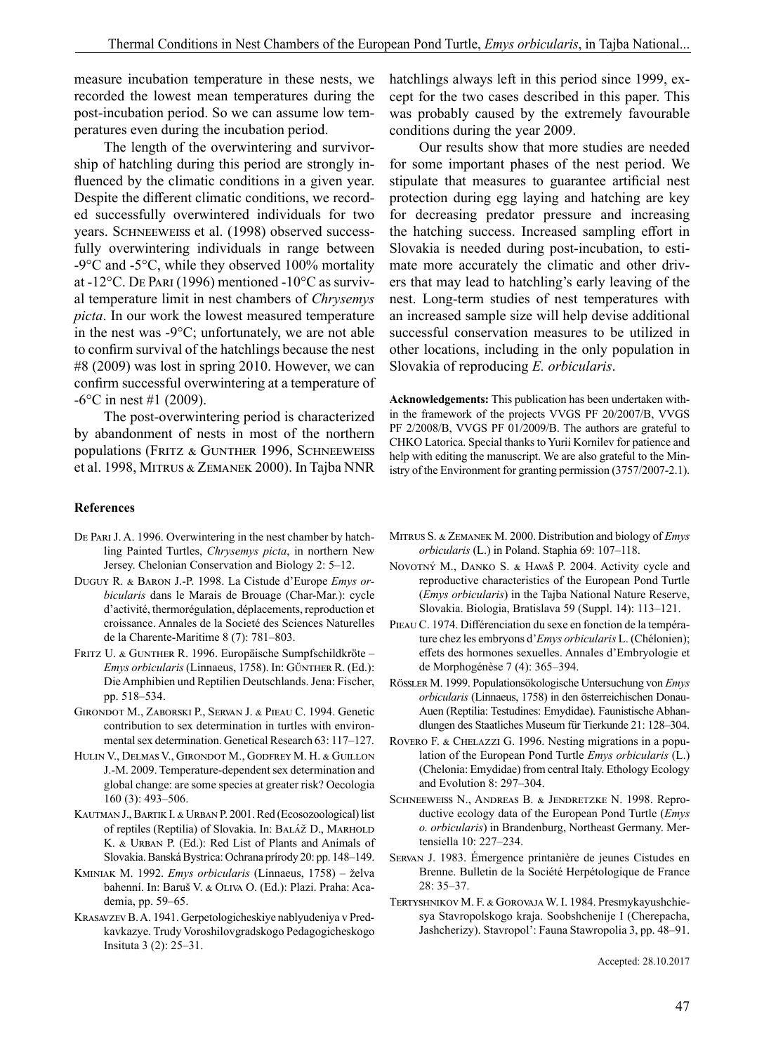measure incubation temperature in these nests, we recorded the lowest mean temperatures during the post-incubation period. So we can assume low temperatures even during the incubation period.

The length of the overwintering and survivorship of hatchling during this period are strongly influenced by the climatic conditions in a given year. Despite the different climatic conditions, we recorded successfully overwintered individuals for two years. Schneeweiss et al. (1998) observed successfully overwintering individuals in range between -9°C and -5°C, while they observed 100% mortality at -12°C. De Pari (1996) mentioned -10°C as survival temperature limit in nest chambers of *Chrysemys picta*. In our work the lowest measured temperature in the nest was -9°C; unfortunately, we are not able to confirm survival of the hatchlings because the nest #8 (2009) was lost in spring 2010. However, we can confirm successful overwintering at a temperature of -6°C in nest #1 (2009).

The post-overwintering period is characterized by abandonment of nests in most of the northern populations (Fritz & Gunther 1996, Schneeweiss et al. 1998, Mitrus & Zemanek 2000). In Tajba NNR hatchlings always left in this period since 1999, except for the two cases described in this paper. This was probably caused by the extremely favourable conditions during the year 2009.

Our results show that more studies are needed for some important phases of the nest period. We stipulate that measures to guarantee artificial nest protection during egg laying and hatching are key for decreasing predator pressure and increasing the hatching success. Increased sampling effort in Slovakia is needed during post-incubation, to estimate more accurately the climatic and other drivers that may lead to hatchling's early leaving of the nest. Long-term studies of nest temperatures with an increased sample size will help devise additional successful conservation measures to be utilized in other locations, including in the only population in Slovakia of reproducing *E. orbicularis*.

**Acknowledgements:** This publication has been undertaken within the framework of the projects VVGS PF 20/2007/B, VVGS PF 2/2008/B, VVGS PF 01/2009/B. The authors are grateful to CHKO Latorica. Special thanks to Yurii Kornilev for patience and help with editing the manuscript. We are also grateful to the Ministry of the Environment for granting permission (3757/2007-2.1).

## References

De Pari J. A. 1996. Overwintering in the nest chamber by hatchling Painted Turtles, *Chrysemys picta*, in northern New Jersey. Chelonian Conservation and Biology 2: 5–12.

Duguy R. & Baron J.-P. 1998. La Cistude d'Europe *Emys orbicularis* dans le Marais de Brouage (Char-Mar.): cycle d'activité, thermorégulation, déplacements, reproduction et croissance. Annales de la Societé des Sciences Naturelles de la Charente-Maritime 8 (7): 781–803.

Fritz U. & Gunther R. 1996. Europäische Sumpfschildkröte – *Emys orbicularis* (Linnaeus, 1758). In: Gűnther R. (Ed.): Die Amphibien und Reptilien Deutschlands. Jena: Fischer, pp. 518–534.

Girondot M., Zaborski P., Servan J. & Pieau C. 1994. Genetic contribution to sex determination in turtles with environmental sex determination. Genetical Research 63: 117–127.

Hulin V., Delmas V., Girondot M., Godfrey M. H. & Guillon J.-M. 2009. Temperature-dependent sex determination and global change: are some species at greater risk? Oecologia 160 (3): 493–506.

Kautman J., Bartik I. & Urban P. 2001. Red (Ecosozoological) list of reptiles (Reptilia) of Slovakia. In: Baláž D., Marhold K. & Urban P. (Ed.): Red List of Plants and Animals of Slovakia. Banská Bystrica: Ochrana prírody 20: pp. 148–149.

Kminiak M. 1992. *Emys orbicularis* (Linnaeus, 1758) – želva bahenní. In: Baruš V. & Oliva O. (Ed.): Plazi. Praha: Academia, pp. 59–65.

Krasavzev B. A. 1941. Gerpetologicheskiye nablyudeniya v Predkavkazye. Trudy Voroshilovgradskogo Pedagogicheskogo Insituta 3 (2): 25–31.

Mitrus S. & Zemanek M. 2000. Distribution and biology of *Emys orbicularis* (L.) in Poland. Staphia 69: 107–118.

Novotný M., Danko S. & Havaš P. 2004. Activity cycle and reproductive characteristics of the European Pond Turtle (*Emys orbicularis*) in the Tajba National Nature Reserve, Slovakia. Biologia, Bratislava 59 (Suppl. 14): 113–121.

Pieau C. 1974. Différenciation du sexe en fonction de la température chez les embryons d'*Emys orbicularis* L. (Chélonien); effets des hormones sexuelles. Annales d'Embryologie et de Morphogénèse 7 (4): 365–394.

Rössler M. 1999. Populationsökologische Untersuchung von *Emys orbicularis* (Linnaeus, 1758) in den österreichischen Donau-Auen (Reptilia: Testudines: Emydidae). Faunistische Abhandlungen des Staatliches Museum für Tierkunde 21: 128–304.

Rovero F. & Chelazzi G. 1996. Nesting migrations in a population of the European Pond Turtle *Emys orbicularis* (L.) (Chelonia: Emydidae) from central Italy. Ethology Ecology and Evolution 8: 297–304.

Schneeweiss N., Andreas B. & Jendretzke N. 1998. Reproductive ecology data of the European Pond Turtle (*Emys o. orbicularis*) in Brandenburg, Northeast Germany. Mertensiella 10: 227–234.

Servan J. 1983. Émergence printanière de jeunes Cistudes en Brenne. Bulletin de la Société Herpétologique de France 28: 35–37.

Tertyshnikov M. F. & Gorovaja W. I. 1984. Presmykayushchiesya Stavropolskogo kraja. Soobshchenije I (Cherepacha, Jashcherizy). Stavropol': Fauna Stawropolia 3, pp. 48–91.

Accepted: 28.10.2017